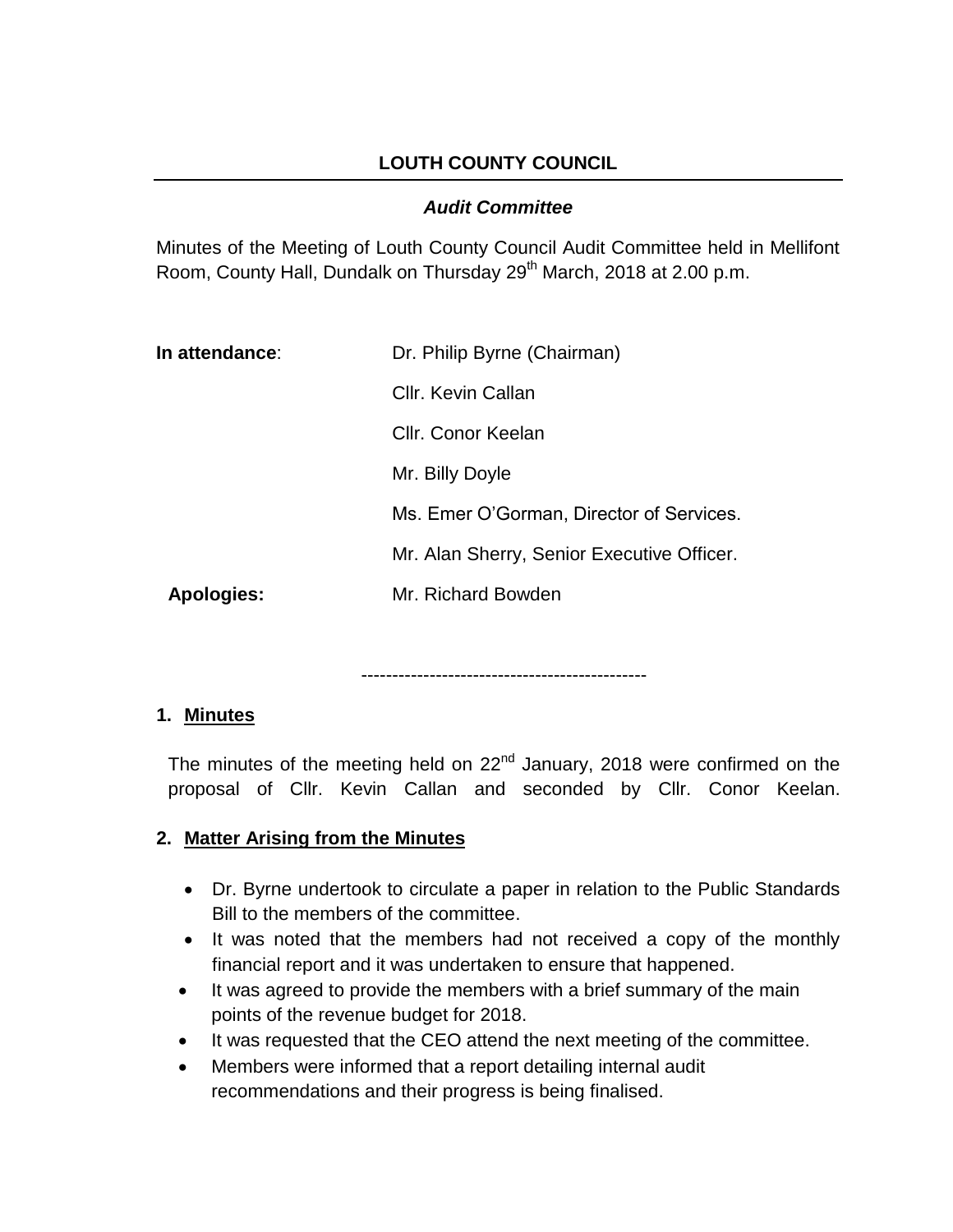# LOUTH COUNTY COUNCIL

## *Audit Committee*

Minutes of the Meeting of Louth County Council Audit Committee held in Mellifont Room, County Hall, Dundalk on Thursday 29th March, 2018 at 2.00 p.m.

**In attendance**: Dr. Philip Byrne (Chairman)

Cllr. Kevin Callan

Cllr. Conor Keelan

Mr. Billy Doyle

Ms. Emer O'Gorman, Director of Services.

Mr. Alan Sherry, Senior Executive Officer.

**Apologies:** Mr. Richard Bowden

---

### 1. Minutes

The minutes of the meeting held on 22nd January, 2018 were confirmed on the proposal of Cllr. Kevin Callan and seconded by Cllr. Conor Keelan.

### 2. Matter Arising from the Minutes

- Dr. Byrne undertook to circulate a paper in relation to the Public Standards Bill to the members of the committee.
- It was noted that the members had not received a copy of the monthly financial report and it was undertaken to ensure that happened.
- It was agreed to provide the members with a brief summary of the main points of the revenue budget for 2018.
- It was requested that the CEO attend the next meeting of the committee.
- Members were informed that a report detailing internal audit recommendations and their progress is being finalised.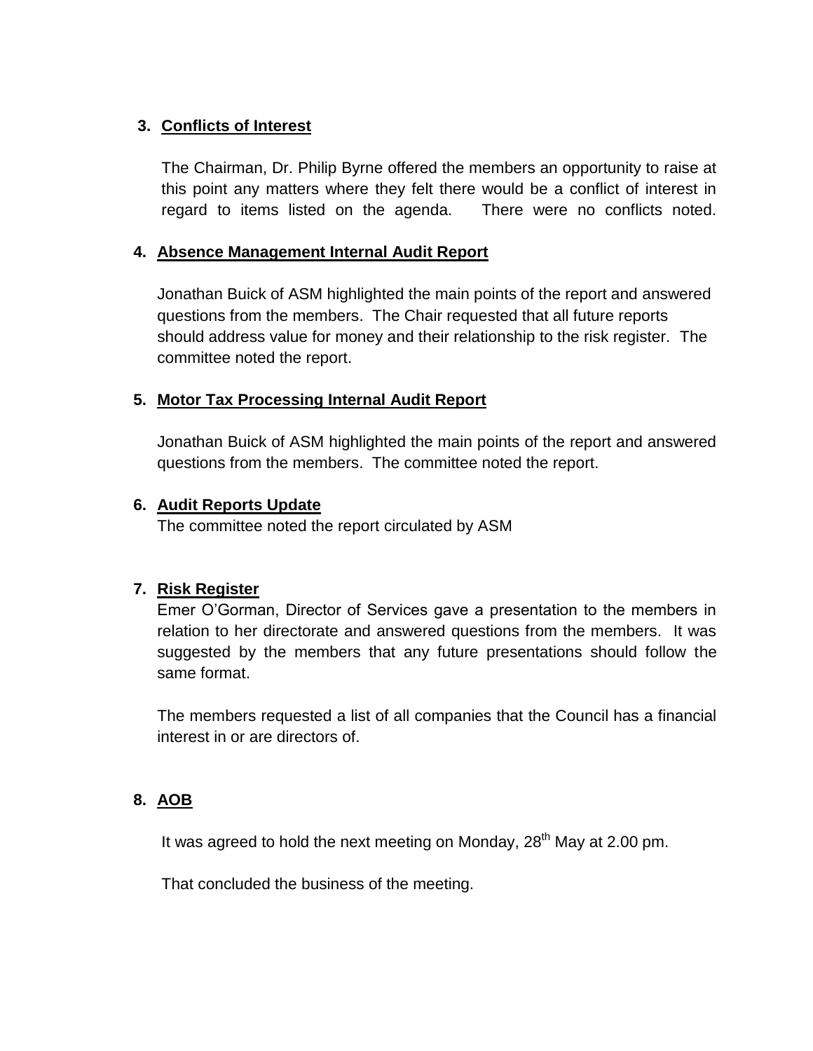3. **Conflicts of Interest**

   The Chairman, Dr. Philip Byrne offered the members an opportunity to raise at this point any matters where they felt there would be a conflict of interest in regard to items listed on the agenda. There were no conflicts noted.

4. **Absence Management Internal Audit Report**

   Jonathan Buick of ASM highlighted the main points of the report and answered questions from the members. The Chair requested that all future reports should address value for money and their relationship to the risk register. The committee noted the report.

5. **Motor Tax Processing Internal Audit Report**

   Jonathan Buick of ASM highlighted the main points of the report and answered questions from the members. The committee noted the report.

6. **Audit Reports Update**

   The committee noted the report circulated by ASM

7. **Risk Register**

   Emer O'Gorman, Director of Services gave a presentation to the members in relation to her directorate and answered questions from the members. It was suggested by the members that any future presentations should follow the same format.

   The members requested a list of all companies that the Council has a financial interest in or are directors of.

8. **AOB**

   It was agreed to hold the next meeting on Monday, 28th May at 2.00 pm.

   That concluded the business of the meeting.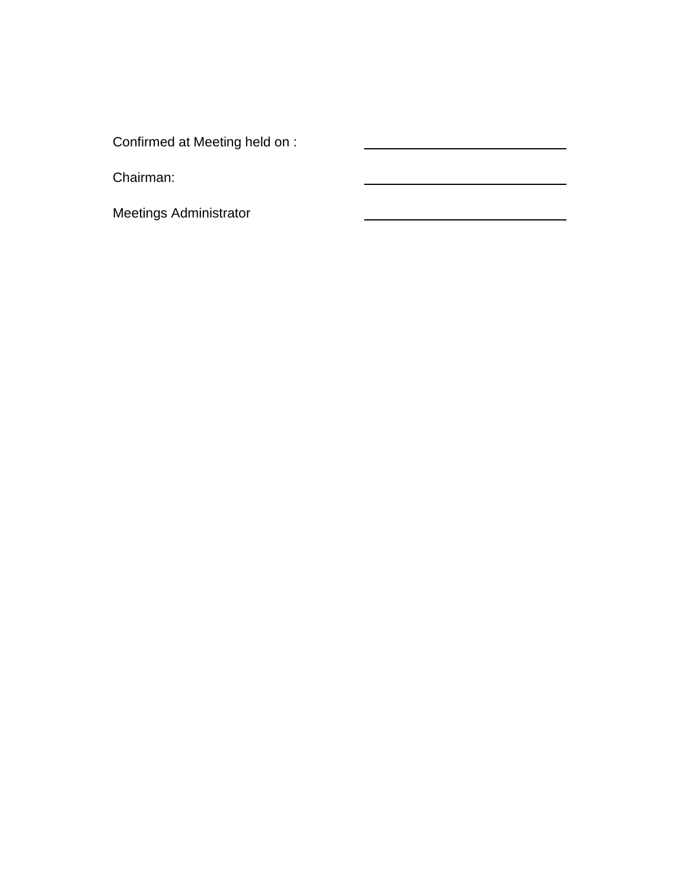Confirmed at Meeting held on : \_\_\_\_\_\_\_\_\_\_\_\_\_\_\_\_\_\_\_\_\_\_\_\_\_\_\_\_

Chairman: \_\_\_\_\_\_\_\_\_\_\_\_\_\_\_\_\_\_\_\_\_\_\_\_\_\_\_\_

Meetings Administrator \_\_\_\_\_\_\_\_\_\_\_\_\_\_\_\_\_\_\_\_\_\_\_\_\_\_\_\_